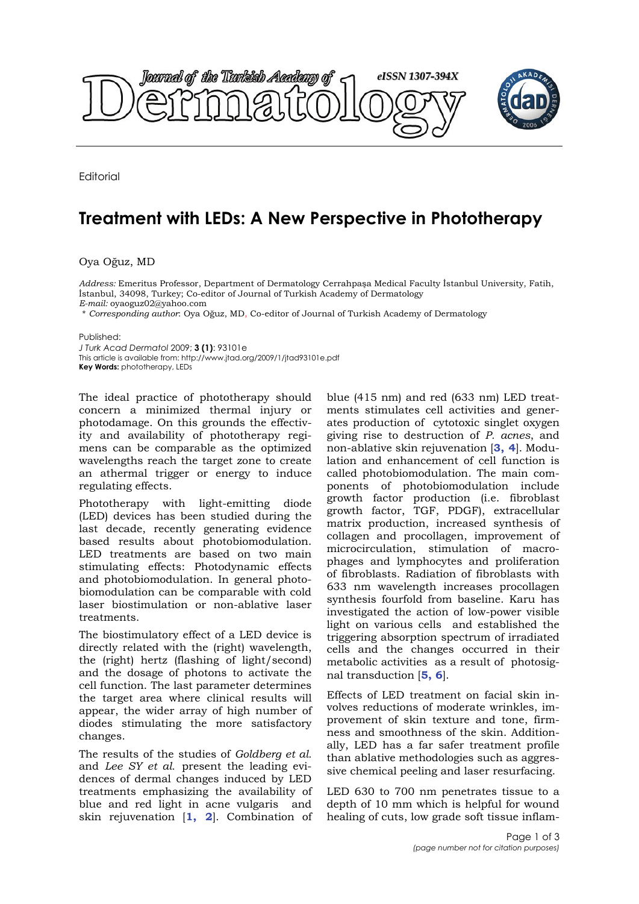Editorial

# Treatment with LEDs: A New Perspective in Phototherapy

Oya Oğuz, MD

*Address:* Emeritus Professor, Department of Dermatology Cerrahpaşa Medical Faculty İstanbul University, Fatih, İstanbul, 34098, Turkey; Co-editor of Journal of Turkish Academy of Dermatology
*E-mail:* oyaoguz02@yahoo.com
\* *Corresponding author*: Oya Oğuz, MD, Co-editor of Journal of Turkish Academy of Dermatology

Published:
*J Turk Acad Dermatol* 2009; **3 (1)**: 93101e
This article is available from: http://www.jtad.org/2009/1/jtad93101e.pdf
**Key Words:** phototherapy, LEDs

The ideal practice of phototherapy should concern a minimized thermal injury or photodamage. On this grounds the effectivity and availability of phototherapy regimens can be comparable as the optimized wavelengths reach the target zone to create an athermal trigger or energy to induce regulating effects.

Phototherapy with light-emitting diode (LED) devices has been studied during the last decade, recently generating evidence based results about photobiomodulation. LED treatments are based on two main stimulating effects: Photodynamic effects and photobiomodulation. In general photobiomodulation can be comparable with cold laser biostimulation or non-ablative laser treatments.

The biostimulatory effect of a LED device is directly related with the (right) wavelength, the (right) hertz (flashing of light/second) and the dosage of photons to activate the cell function. The last parameter determines the target area where clinical results will appear, the wider array of high number of diodes stimulating the more satisfactory changes.

The results of the studies of *Goldberg et al.* and *Lee SY et al.* present the leading evidences of dermal changes induced by LED treatments emphasizing the availability of blue and red light in acne vulgaris and skin rejuvenation [**1, 2**]. Combination of blue (415 nm) and red (633 nm) LED treatments stimulates cell activities and generates production of cytotoxic singlet oxygen giving rise to destruction of *P. acnes*, and non-ablative skin rejuvenation [**3, 4**]. Modulation and enhancement of cell function is called photobiomodulation. The main components of photobiomodulation include growth factor production (i.e. fibroblast growth factor, TGF, PDGF), extracellular matrix production, increased synthesis of collagen and procollagen, improvement of microcirculation, stimulation of macrophages and lymphocytes and proliferation of fibroblasts. Radiation of fibroblasts with 633 nm wavelength increases procollagen synthesis fourfold from baseline. Karu has investigated the action of low-power visible light on various cells and established the triggering absorption spectrum of irradiated cells and the changes occurred in their metabolic activities as a result of photosignal transduction [**5, 6**].

Effects of LED treatment on facial skin involves reductions of moderate wrinkles, improvement of skin texture and tone, firmness and smoothness of the skin. Additionally, LED has a far safer treatment profile than ablative methodologies such as aggressive chemical peeling and laser resurfacing.

LED 630 to 700 nm penetrates tissue to a depth of 10 mm which is helpful for wound healing of cuts, low grade soft tissue inflam-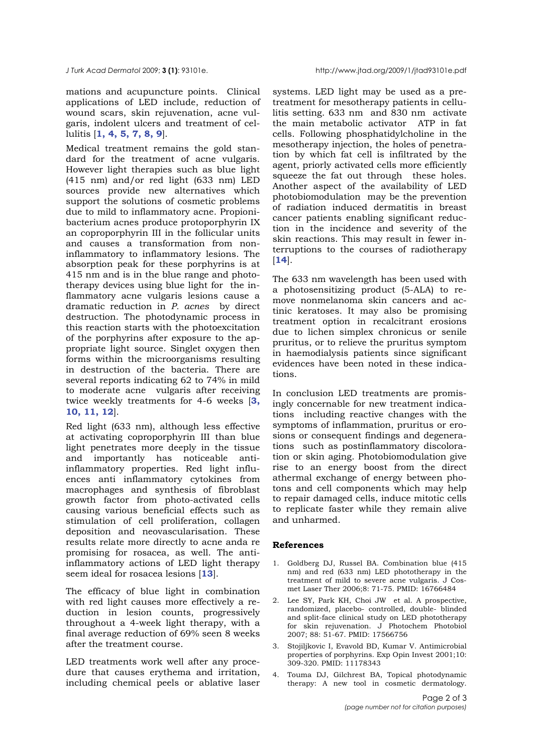mations and acupuncture points. Clinical applications of LED include, reduction of wound scars, skin rejuvenation, acne vulgaris, indolent ulcers and treatment of cellulitis [**1, 4, 5, 7, 8, 9**].

Medical treatment remains the gold standard for the treatment of acne vulgaris. However light therapies such as blue light (415 nm) and/or red light (633 nm) LED sources provide new alternatives which support the solutions of cosmetic problems due to mild to inflammatory acne. Propionibacterium acnes produce protoporphyrin IX an coproporphyrin III in the follicular units and causes a transformation from non-inflammatory to inflammatory lesions. The absorption peak for these porphyrins is at 415 nm and is in the blue range and phototherapy devices using blue light for the inflammatory acne vulgaris lesions cause a dramatic reduction in *P. acnes* by direct destruction. The photodynamic process in this reaction starts with the photoexcitation of the porphyrins after exposure to the appropriate light source. Singlet oxygen then forms within the microorganisms resulting in destruction of the bacteria. There are several reports indicating 62 to 74% in mild to moderate acne vulgaris after receiving twice weekly treatments for 4-6 weeks [**3, 10, 11, 12**].

Red light (633 nm), although less effective at activating coproporphyrin III than blue light penetrates more deeply in the tissue and importantly has noticeable anti-inflammatory properties. Red light influences anti inflammatory cytokines from macrophages and synthesis of fibroblast growth factor from photo-activated cells causing various beneficial effects such as stimulation of cell proliferation, collagen deposition and neovascularisation. These results relate more directly to acne anda re promising for rosacea, as well. The anti-inflammatory actions of LED light therapy seem ideal for rosacea lesions [**13**].

The efficacy of blue light in combination with red light causes more effectively a reduction in lesion counts, progressively throughout a 4-week light therapy, with a final average reduction of 69% seen 8 weeks after the treatment course.

LED treatments work well after any procedure that causes erythema and irritation, including chemical peels or ablative laser systems. LED light may be used as a pre-treatment for mesotherapy patients in cellulitis setting. 633 nm and 830 nm activate the main metabolic activator ATP in fat cells. Following phosphatidylcholine in the mesotherapy injection, the holes of penetration by which fat cell is infiltrated by the agent, priorly activated cells more efficiently squeeze the fat out through these holes. Another aspect of the availability of LED photobiomodulation may be the prevention of radiation induced dermatitis in breast cancer patients enabling significant reduction in the incidence and severity of the skin reactions. This may result in fewer interruptions to the courses of radiotherapy [**14**].

The 633 nm wavelength has been used with a photosensitizing product (5-ALA) to remove nonmelanoma skin cancers and actinic keratoses. It may also be promising treatment option in recalcitrant erosions due to lichen simplex chronicus or senile pruritus, or to relieve the pruritus symptom in haemodialysis patients since significant evidences have been noted in these indications.

In conclusion LED treatments are promisingly concernable for new treatment indications including reactive changes with the symptoms of inflammation, pruritus or erosions or consequent findings and degenerations such as postinflammatory discoloration or skin aging. Photobiomodulation give rise to an energy boost from the direct athermal exchange of energy between photons and cell components which may help to repair damaged cells, induce mitotic cells to replicate faster while they remain alive and unharmed.

## References

1. Goldberg DJ, Russel BA. Combination blue (415 nm) and red (633 nm) LED phototherapy in the treatment of mild to severe acne vulgaris. J Cosmet Laser Ther 2006;8: 71-75. PMID: 16766484
2. Lee SY, Park KH, Choi JW et al. A prospective, randomized, placebo- controlled, double- blinded and split-face clinical study on LED phototherapy for skin rejuvenation. J Photochem Photobiol 2007; 88: 51-67. PMID: 17566756
3. Stojiljkovic I, Evavold BD, Kumar V. Antimicrobial properties of porphyrins. Exp Opin Invest 2001;10: 309-320. PMID: 11178343
4. Touma DJ, Gilchrest BA, Topical photodynamic therapy: A new tool in cosmetic dermatology.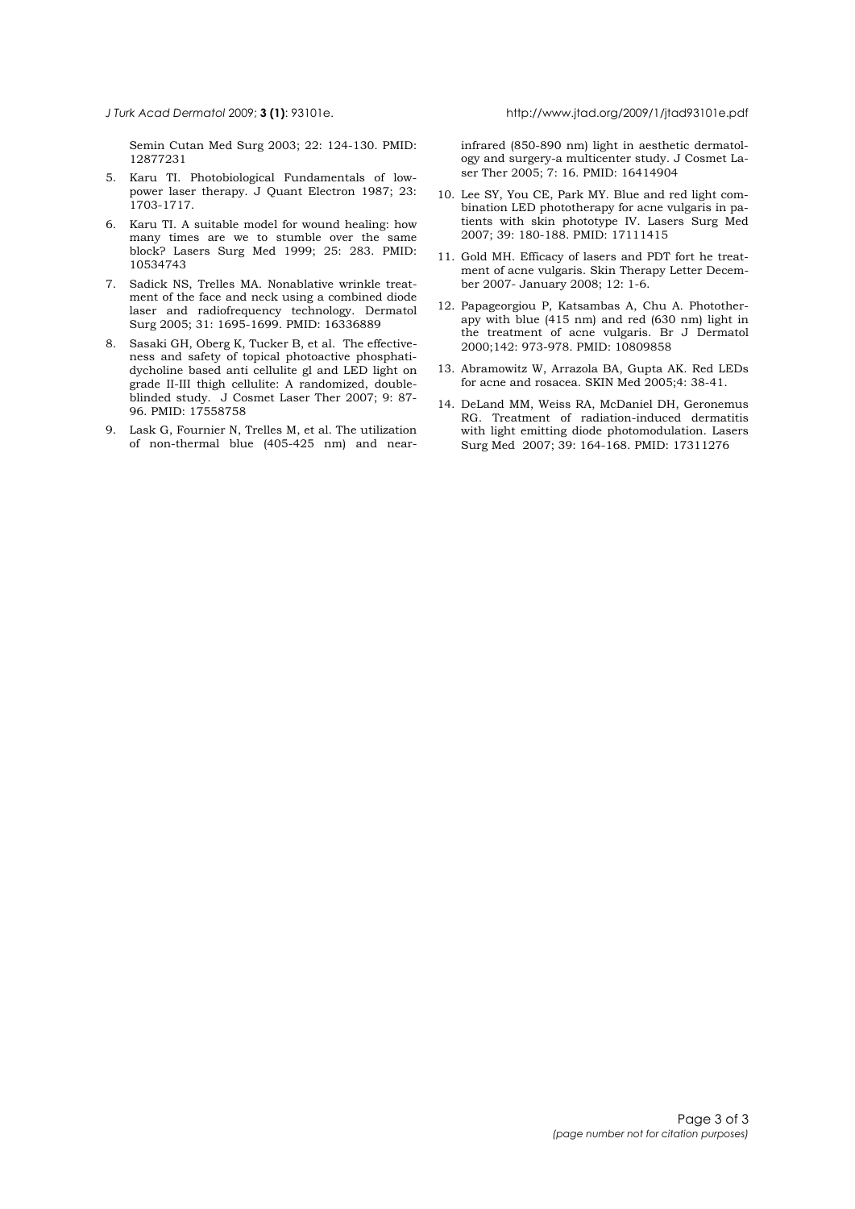Semin Cutan Med Surg 2003; 22: 124-130. PMID: 12877231

5. Karu TI. Photobiological Fundamentals of low-power laser therapy. J Quant Electron 1987; 23: 1703-1717.
6. Karu TI. A suitable model for wound healing: how many times are we to stumble over the same block? Lasers Surg Med 1999; 25: 283. PMID: 10534743
7. Sadick NS, Trelles MA. Nonablative wrinkle treatment of the face and neck using a combined diode laser and radiofrequency technology. Dermatol Surg 2005; 31: 1695-1699. PMID: 16336889
8. Sasaki GH, Oberg K, Tucker B, et al. The effectiveness and safety of topical photoactive phosphatidycholine based anti cellulite gl and LED light on grade II-III thigh cellulite: A randomized, double-blinded study. J Cosmet Laser Ther 2007; 9: 87-96. PMID: 17558758
9. Lask G, Fournier N, Trelles M, et al. The utilization of non-thermal blue (405-425 nm) and near-infrared (850-890 nm) light in aesthetic dermatology and surgery-a multicenter study. J Cosmet Laser Ther 2005; 7: 16. PMID: 16414904
10. Lee SY, You CE, Park MY. Blue and red light combination LED phototherapy for acne vulgaris in patients with skin phototype IV. Lasers Surg Med 2007; 39: 180-188. PMID: 17111415
11. Gold MH. Efficacy of lasers and PDT fort he treatment of acne vulgaris. Skin Therapy Letter December 2007- January 2008; 12: 1-6.
12. Papageorgiou P, Katsambas A, Chu A. Phototherapy with blue (415 nm) and red (630 nm) light in the treatment of acne vulgaris. Br J Dermatol 2000;142: 973-978. PMID: 10809858
13. Abramowitz W, Arrazola BA, Gupta AK. Red LEDs for acne and rosacea. SKIN Med 2005;4: 38-41.
14. DeLand MM, Weiss RA, McDaniel DH, Geronemus RG. Treatment of radiation-induced dermatitis with light emitting diode photomodulation. Lasers Surg Med 2007; 39: 164-168. PMID: 17311276